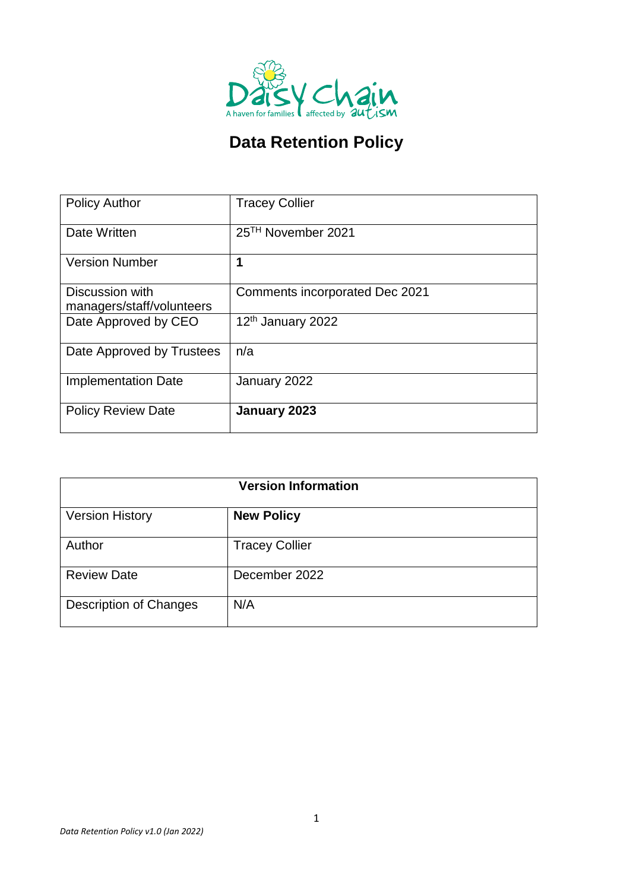# Data Retention Policy

| Policy Author | Tracey Collier |
|---|---|
| Date Written | 25TH November 2021 |
| Version Number | **1** |
| Discussion with managers/staff/volunteers | Comments incorporated Dec 2021 |
| Date Approved by CEO | 12th January 2022 |
| Date Approved by Trustees | n/a |
| Implementation Date | January 2022 |
| Policy Review Date | **January 2023** |

| **Version Information** | |
|---|---|
| Version History | **New Policy** |
| Author | Tracey Collier |
| Review Date | December 2022 |
| Description of Changes | N/A |

*Data Retention Policy v1.0 (Jan 2022)*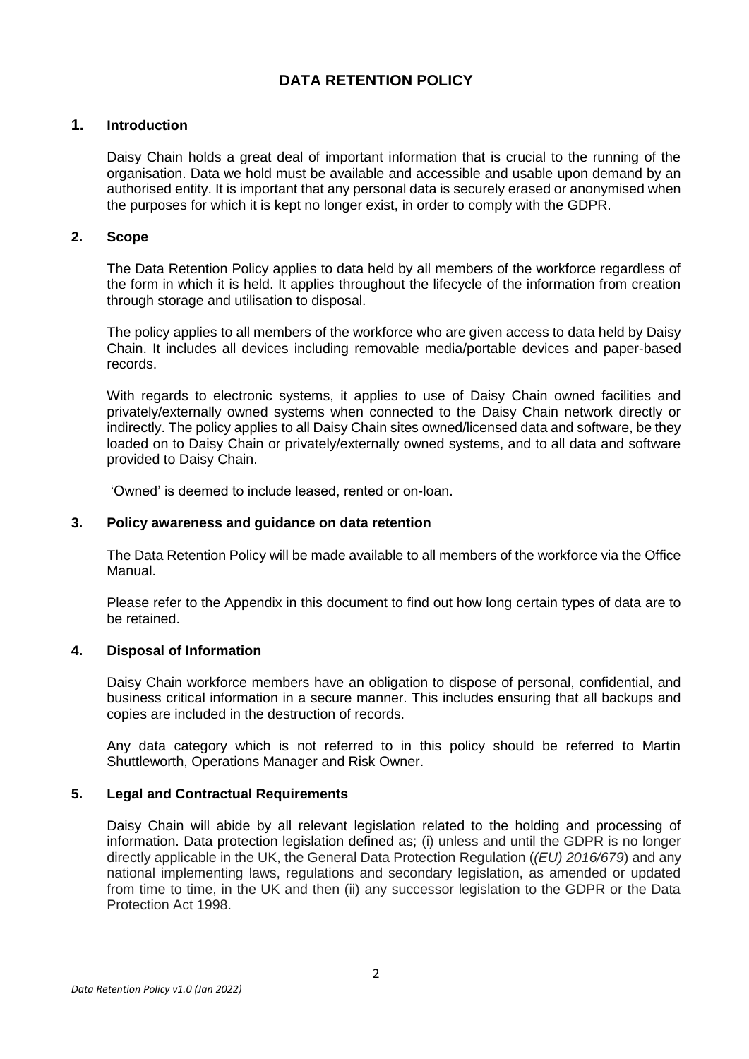# DATA RETENTION POLICY

## 1. Introduction

Daisy Chain holds a great deal of important information that is crucial to the running of the organisation. Data we hold must be available and accessible and usable upon demand by an authorised entity. It is important that any personal data is securely erased or anonymised when the purposes for which it is kept no longer exist, in order to comply with the GDPR.

## 2. Scope

The Data Retention Policy applies to data held by all members of the workforce regardless of the form in which it is held. It applies throughout the lifecycle of the information from creation through storage and utilisation to disposal.

The policy applies to all members of the workforce who are given access to data held by Daisy Chain. It includes all devices including removable media/portable devices and paper-based records.

With regards to electronic systems, it applies to use of Daisy Chain owned facilities and privately/externally owned systems when connected to the Daisy Chain network directly or indirectly. The policy applies to all Daisy Chain sites owned/licensed data and software, be they loaded on to Daisy Chain or privately/externally owned systems, and to all data and software provided to Daisy Chain.

'Owned' is deemed to include leased, rented or on-loan.

## 3. Policy awareness and guidance on data retention

The Data Retention Policy will be made available to all members of the workforce via the Office Manual.

Please refer to the Appendix in this document to find out how long certain types of data are to be retained.

## 4. Disposal of Information

Daisy Chain workforce members have an obligation to dispose of personal, confidential, and business critical information in a secure manner. This includes ensuring that all backups and copies are included in the destruction of records.

Any data category which is not referred to in this policy should be referred to Martin Shuttleworth, Operations Manager and Risk Owner.

## 5. Legal and Contractual Requirements

Daisy Chain will abide by all relevant legislation related to the holding and processing of information. Data protection legislation defined as; (i) unless and until the GDPR is no longer directly applicable in the UK, the General Data Protection Regulation (*(EU) 2016/679*) and any national implementing laws, regulations and secondary legislation, as amended or updated from time to time, in the UK and then (ii) any successor legislation to the GDPR or the Data Protection Act 1998.

*Data Retention Policy v1.0 (Jan 2022)*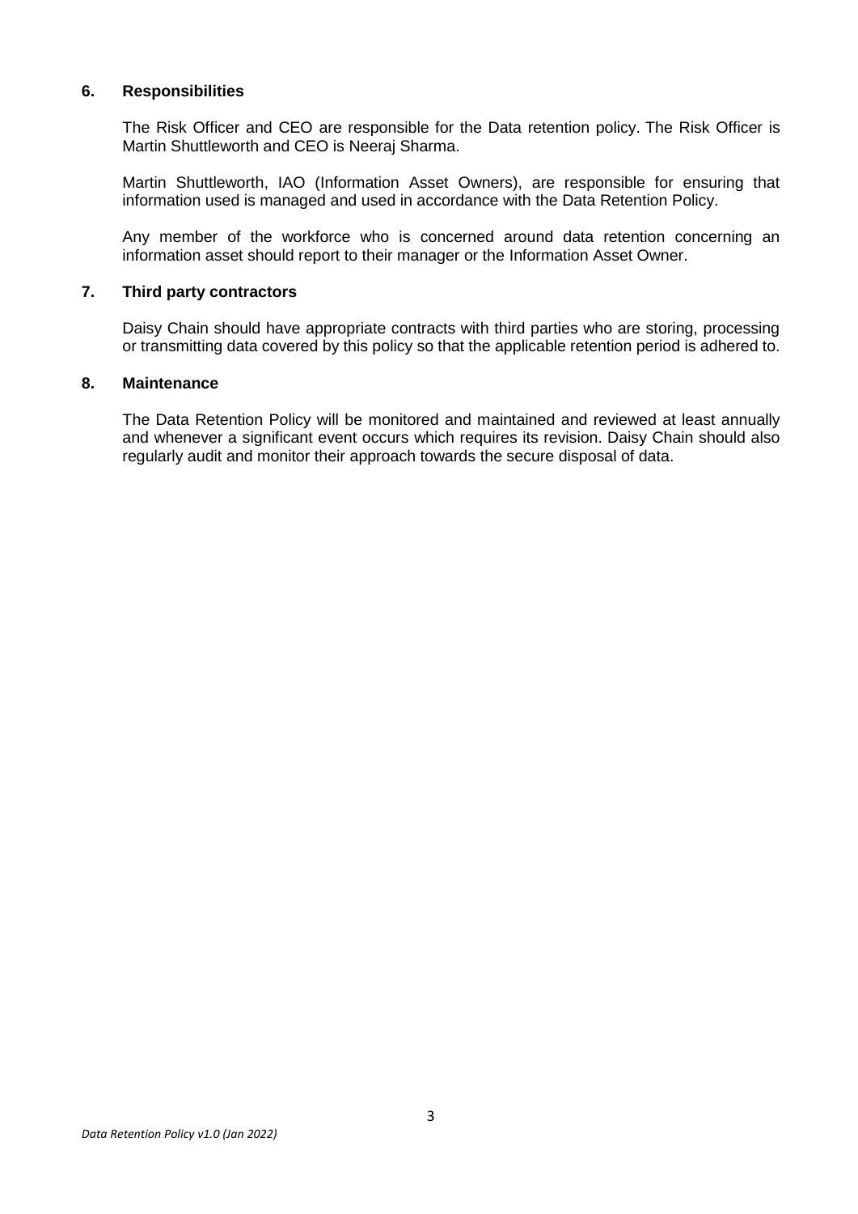## 6. Responsibilities

The Risk Officer and CEO are responsible for the Data retention policy. The Risk Officer is Martin Shuttleworth and CEO is Neeraj Sharma.

Martin Shuttleworth, IAO (Information Asset Owners), are responsible for ensuring that information used is managed and used in accordance with the Data Retention Policy.

Any member of the workforce who is concerned around data retention concerning an information asset should report to their manager or the Information Asset Owner.

## 7. Third party contractors

Daisy Chain should have appropriate contracts with third parties who are storing, processing or transmitting data covered by this policy so that the applicable retention period is adhered to.

## 8. Maintenance

The Data Retention Policy will be monitored and maintained and reviewed at least annually and whenever a significant event occurs which requires its revision. Daisy Chain should also regularly audit and monitor their approach towards the secure disposal of data.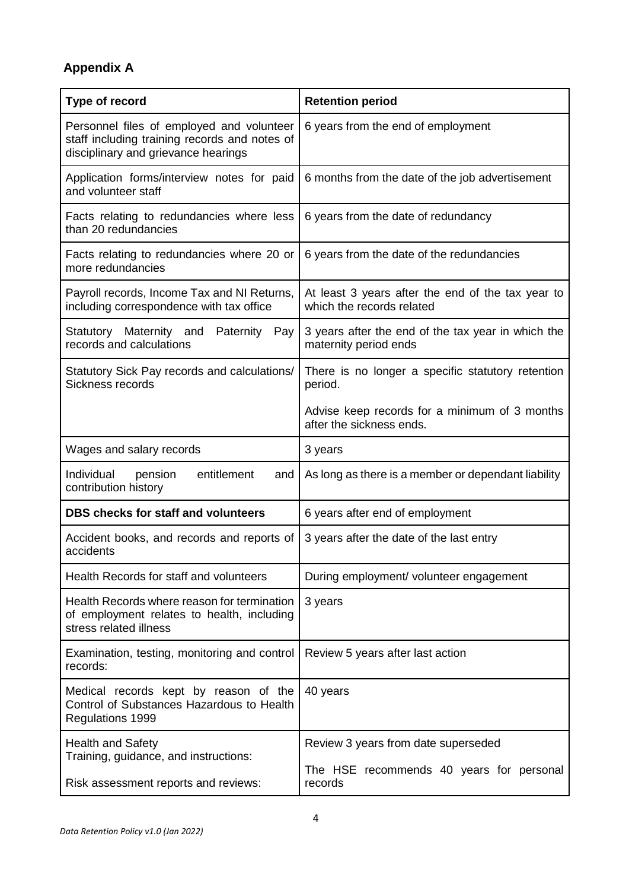## Appendix A

| Type of record | Retention period |
|---|---|
| Personnel files of employed and volunteer staff including training records and notes of disciplinary and grievance hearings | 6 years from the end of employment |
| Application forms/interview notes for paid and volunteer staff | 6 months from the date of the job advertisement |
| Facts relating to redundancies where less than 20 redundancies | 6 years from the date of redundancy |
| Facts relating to redundancies where 20 or more redundancies | 6 years from the date of the redundancies |
| Payroll records, Income Tax and NI Returns, including correspondence with tax office | At least 3 years after the end of the tax year to which the records related |
| Statutory Maternity and Paternity Pay records and calculations | 3 years after the end of the tax year in which the maternity period ends |
| Statutory Sick Pay records and calculations/ Sickness records | There is no longer a specific statutory retention period. Advise keep records for a minimum of 3 months after the sickness ends. |
| Wages and salary records | 3 years |
| Individual pension entitlement and contribution history | As long as there is a member or dependant liability |
| **DBS checks for staff and volunteers** | 6 years after end of employment |
| Accident books, and records and reports of accidents | 3 years after the date of the last entry |
| Health Records for staff and volunteers | During employment/ volunteer engagement |
| Health Records where reason for termination of employment relates to health, including stress related illness | 3 years |
| Examination, testing, monitoring and control records: | Review 5 years after last action |
| Medical records kept by reason of the Control of Substances Hazardous to Health Regulations 1999 | 40 years |
| Health and Safety Training, guidance, and instructions: Risk assessment reports and reviews: | Review 3 years from date superseded The HSE recommends 40 years for personal records |

*Data Retention Policy v1.0 (Jan 2022)*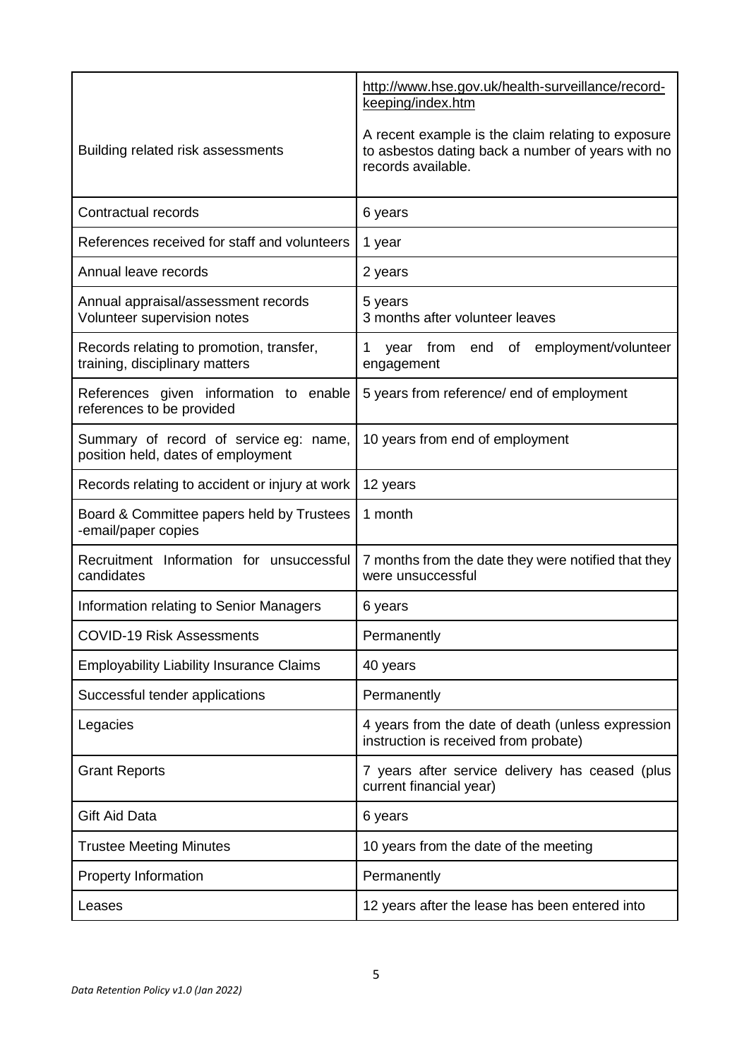| | |
|---|---|
| Building related risk assessments | http://www.hse.gov.uk/health-surveillance/record-keeping/index.htm<br><br>A recent example is the claim relating to exposure to asbestos dating back a number of years with no records available. |
| Contractual records | 6 years |
| References received for staff and volunteers | 1 year |
| Annual leave records | 2 years |
| Annual appraisal/assessment records<br>Volunteer supervision notes | 5 years<br>3 months after volunteer leaves |
| Records relating to promotion, transfer, training, disciplinary matters | 1 year from end of employment/volunteer engagement |
| References given information to enable references to be provided | 5 years from reference/ end of employment |
| Summary of record of service eg: name, position held, dates of employment | 10 years from end of employment |
| Records relating to accident or injury at work | 12 years |
| Board & Committee papers held by Trustees -email/paper copies | 1 month |
| Recruitment Information for unsuccessful candidates | 7 months from the date they were notified that they were unsuccessful |
| Information relating to Senior Managers | 6 years |
| COVID-19 Risk Assessments | Permanently |
| Employability Liability Insurance Claims | 40 years |
| Successful tender applications | Permanently |
| Legacies | 4 years from the date of death (unless expression instruction is received from probate) |
| Grant Reports | 7 years after service delivery has ceased (plus current financial year) |
| Gift Aid Data | 6 years |
| Trustee Meeting Minutes | 10 years from the date of the meeting |
| Property Information | Permanently |
| Leases | 12 years after the lease has been entered into |

*Data Retention Policy v1.0 (Jan 2022)*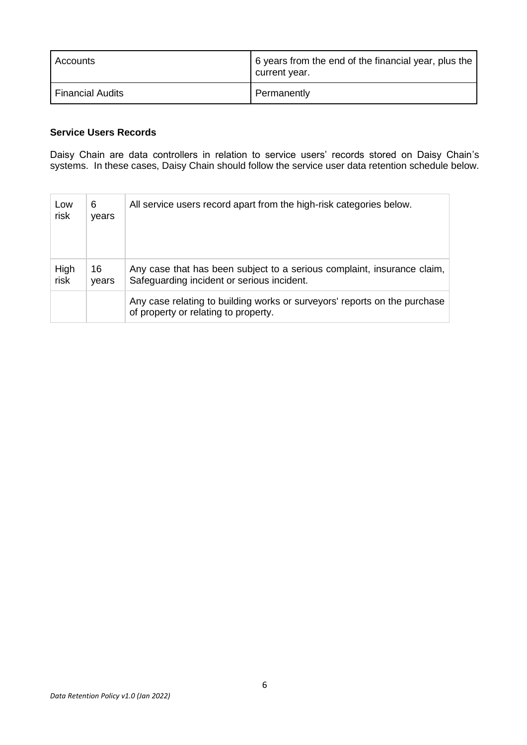| Accounts | 6 years from the end of the financial year, plus the current year. |
|---|---|
| Financial Audits | Permanently |

**Service Users Records**

Daisy Chain are data controllers in relation to service users' records stored on Daisy Chain's systems. In these cases, Daisy Chain should follow the service user data retention schedule below.

| Low risk | 6 years | All service users record apart from the high-risk categories below. |
|---|---|---|
| High risk | 16 years | Any case that has been subject to a serious complaint, insurance claim, Safeguarding incident or serious incident. |
| | | Any case relating to building works or surveyors' reports on the purchase of property or relating to property. |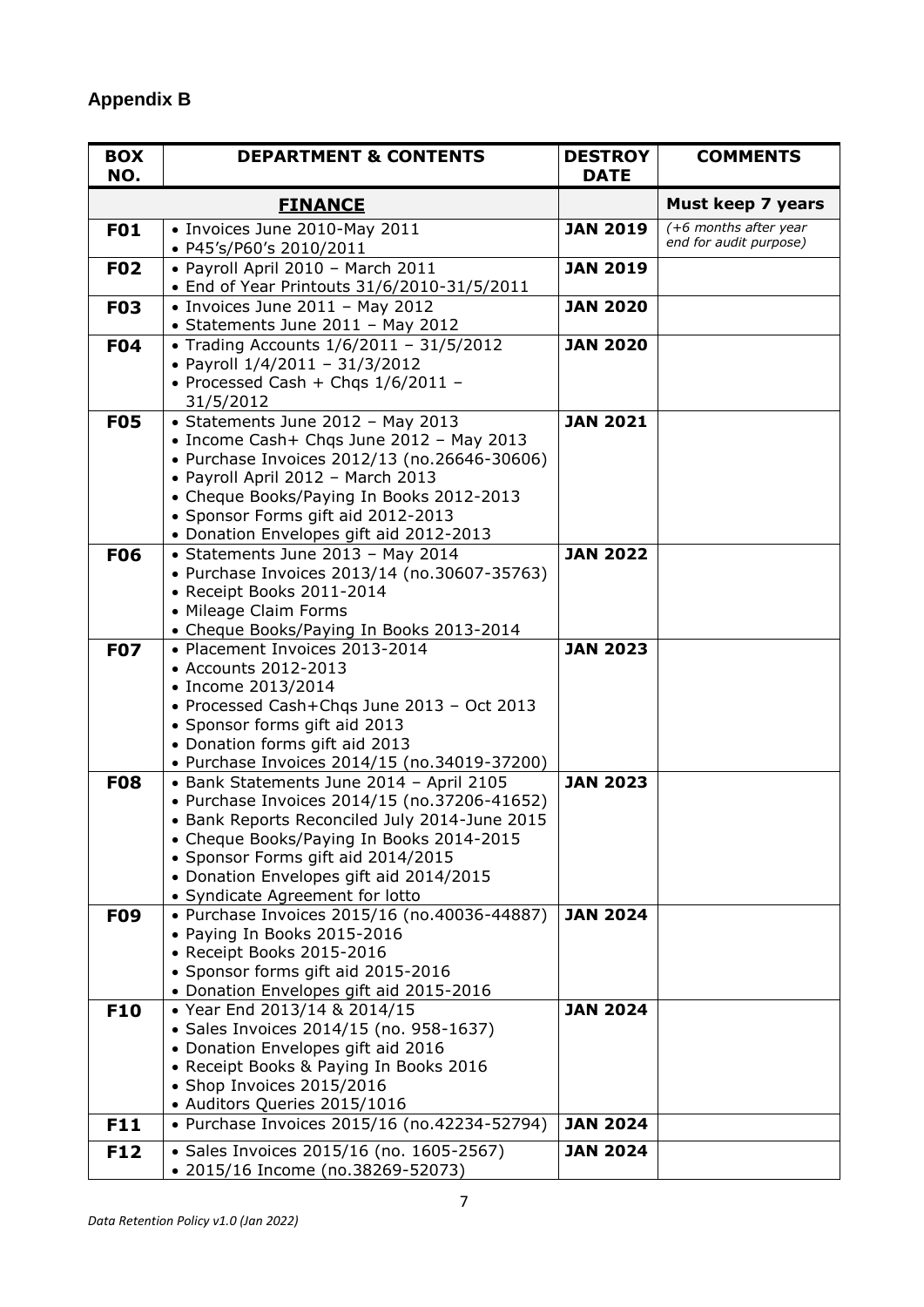## Appendix B

| BOX NO. | DEPARTMENT & CONTENTS | DESTROY DATE | COMMENTS |
|---|---|---|---|
| | **FINANCE** | | **Must keep 7 years** |
| **F01** | • Invoices June 2010-May 2011<br>• P45's/P60's 2010/2011 | **JAN 2019** | *(+6 months after year end for audit purpose)* |
| **F02** | • Payroll April 2010 – March 2011<br>• End of Year Printouts 31/6/2010-31/5/2011 | **JAN 2019** | |
| **F03** | • Invoices June 2011 – May 2012<br>• Statements June 2011 – May 2012 | **JAN 2020** | |
| **F04** | • Trading Accounts 1/6/2011 – 31/5/2012<br>• Payroll 1/4/2011 – 31/3/2012<br>• Processed Cash + Chqs 1/6/2011 – 31/5/2012 | **JAN 2020** | |
| **F05** | • Statements June 2012 – May 2013<br>• Income Cash+ Chqs June 2012 – May 2013<br>• Purchase Invoices 2012/13 (no.26646-30606)<br>• Payroll April 2012 – March 2013<br>• Cheque Books/Paying In Books 2012-2013<br>• Sponsor Forms gift aid 2012-2013<br>• Donation Envelopes gift aid 2012-2013 | **JAN 2021** | |
| **F06** | • Statements June 2013 – May 2014<br>• Purchase Invoices 2013/14 (no.30607-35763)<br>• Receipt Books 2011-2014<br>• Mileage Claim Forms<br>• Cheque Books/Paying In Books 2013-2014 | **JAN 2022** | |
| **F07** | • Placement Invoices 2013-2014<br>• Accounts 2012-2013<br>• Income 2013/2014<br>• Processed Cash+Chqs June 2013 – Oct 2013<br>• Sponsor forms gift aid 2013<br>• Donation forms gift aid 2013<br>• Purchase Invoices 2014/15 (no.34019-37200) | **JAN 2023** | |
| **F08** | • Bank Statements June 2014 – April 2105<br>• Purchase Invoices 2014/15 (no.37206-41652)<br>• Bank Reports Reconciled July 2014-June 2015<br>• Cheque Books/Paying In Books 2014-2015<br>• Sponsor Forms gift aid 2014/2015<br>• Donation Envelopes gift aid 2014/2015<br>• Syndicate Agreement for lotto | **JAN 2023** | |
| **F09** | • Purchase Invoices 2015/16 (no.40036-44887)<br>• Paying In Books 2015-2016<br>• Receipt Books 2015-2016<br>• Sponsor forms gift aid 2015-2016<br>• Donation Envelopes gift aid 2015-2016 | **JAN 2024** | |
| **F10** | • Year End 2013/14 & 2014/15<br>• Sales Invoices 2014/15 (no. 958-1637)<br>• Donation Envelopes gift aid 2016<br>• Receipt Books & Paying In Books 2016<br>• Shop Invoices 2015/2016<br>• Auditors Queries 2015/1016 | **JAN 2024** | |
| **F11** | • Purchase Invoices 2015/16 (no.42234-52794) | **JAN 2024** | |
| **F12** | • Sales Invoices 2015/16 (no. 1605-2567)<br>• 2015/16 Income (no.38269-52073) | **JAN 2024** | |

*Data Retention Policy v1.0 (Jan 2022)*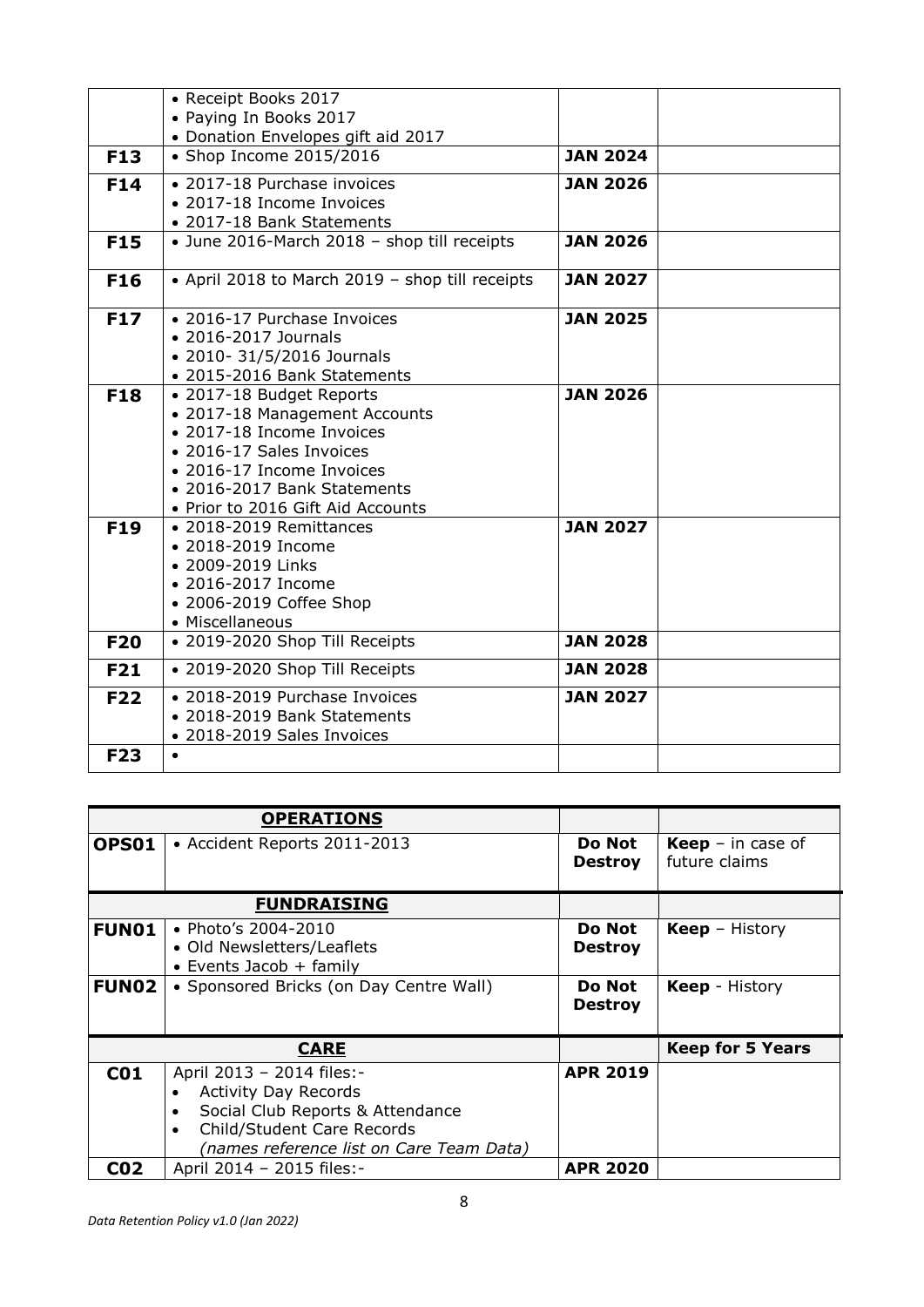| | | | |
|---|---|---|---|
| | • Receipt Books 2017<br>• Paying In Books 2017<br>• Donation Envelopes gift aid 2017 | | |
| **F13** | • Shop Income 2015/2016 | **JAN 2024** | |
| **F14** | • 2017-18 Purchase invoices<br>• 2017-18 Income Invoices<br>• 2017-18 Bank Statements | **JAN 2026** | |
| **F15** | • June 2016-March 2018 – shop till receipts | **JAN 2026** | |
| **F16** | • April 2018 to March 2019 – shop till receipts | **JAN 2027** | |
| **F17** | • 2016-17 Purchase Invoices<br>• 2016-2017 Journals<br>• 2010- 31/5/2016 Journals<br>• 2015-2016 Bank Statements | **JAN 2025** | |
| **F18** | • 2017-18 Budget Reports<br>• 2017-18 Management Accounts<br>• 2017-18 Income Invoices<br>• 2016-17 Sales Invoices<br>• 2016-17 Income Invoices<br>• 2016-2017 Bank Statements<br>• Prior to 2016 Gift Aid Accounts | **JAN 2026** | |
| **F19** | • 2018-2019 Remittances<br>• 2018-2019 Income<br>• 2009-2019 Links<br>• 2016-2017 Income<br>• 2006-2019 Coffee Shop<br>• Miscellaneous | **JAN 2027** | |
| **F20** | • 2019-2020 Shop Till Receipts | **JAN 2028** | |
| **F21** | • 2019-2020 Shop Till Receipts | **JAN 2028** | |
| **F22** | • 2018-2019 Purchase Invoices<br>• 2018-2019 Bank Statements<br>• 2018-2019 Sales Invoices | **JAN 2027** | |
| **F23** | • | | |

| **OPERATIONS** | | | |
|---|---|---|---|
| **OPS01** | • Accident Reports 2011-2013 | **Do Not Destroy** | **Keep** – in case of future claims |
| **FUNDRAISING** | | | |
| **FUN01** | • Photo's 2004-2010<br>• Old Newsletters/Leaflets<br>• Events Jacob + family | **Do Not Destroy** | **Keep** – History |
| **FUN02** | • Sponsored Bricks (on Day Centre Wall) | **Do Not Destroy** | **Keep** - History |
| **CARE** | | | **Keep for 5 Years** |
| **C01** | April 2013 – 2014 files:-<br>• Activity Day Records<br>• Social Club Reports & Attendance<br>• Child/Student Care Records<br>*(names reference list on Care Team Data)* | **APR 2019** | |
| **C02** | April 2014 – 2015 files:- | **APR 2020** | |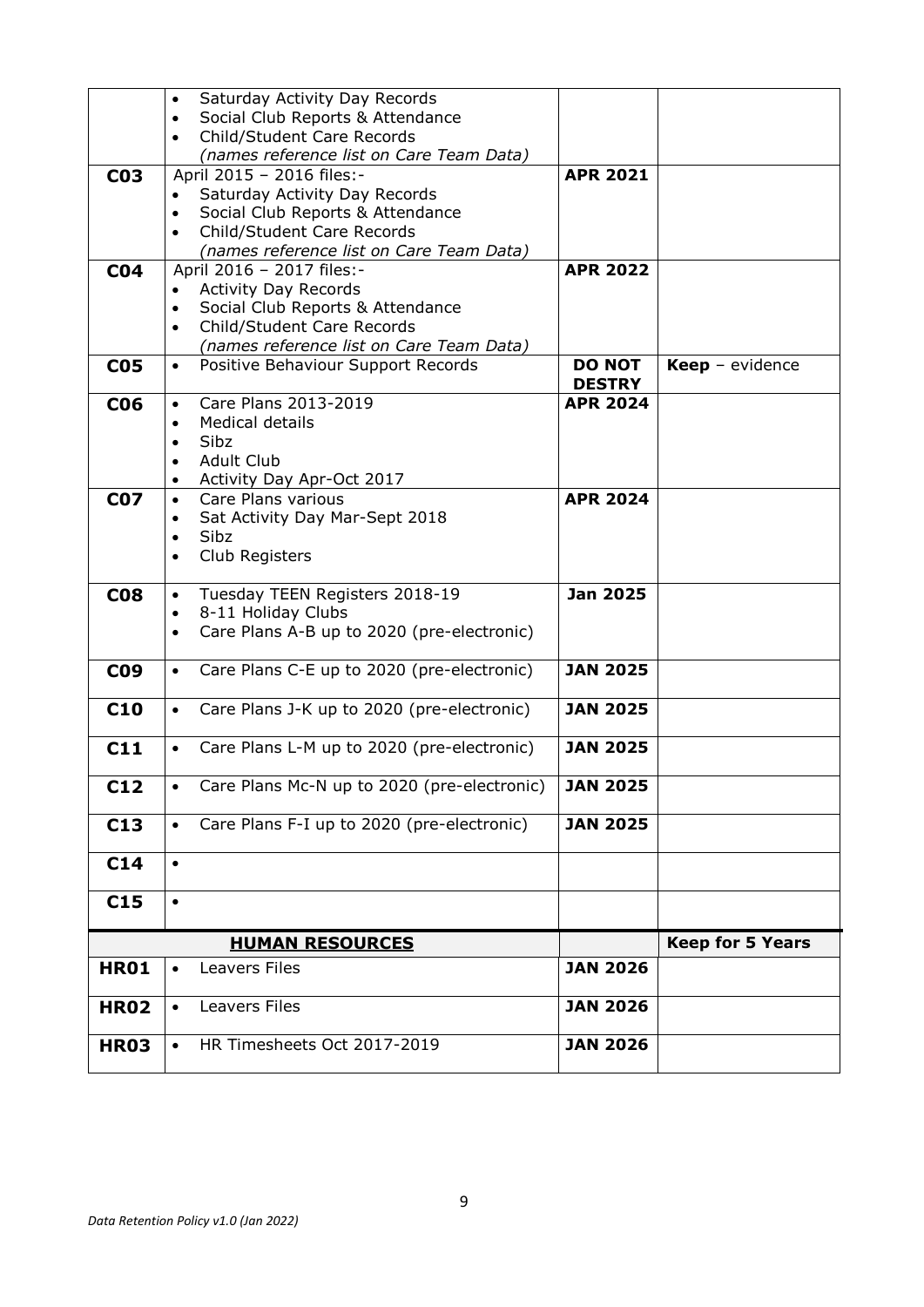| | | | |
|---|---|---|---|
| | • Saturday Activity Day Records<br>• Social Club Reports & Attendance<br>• Child/Student Care Records<br>*(names reference list on Care Team Data)* | | |
| **C03** | April 2015 – 2016 files:-<br>• Saturday Activity Day Records<br>• Social Club Reports & Attendance<br>• Child/Student Care Records<br>*(names reference list on Care Team Data)* | **APR 2021** | |
| **C04** | April 2016 – 2017 files:-<br>• Activity Day Records<br>• Social Club Reports & Attendance<br>• Child/Student Care Records<br>*(names reference list on Care Team Data)* | **APR 2022** | |
| **C05** | • Positive Behaviour Support Records | **DO NOT DESTRY** | **Keep** – evidence |
| **C06** | • Care Plans 2013-2019<br>• Medical details<br>• Sibz<br>• Adult Club<br>• Activity Day Apr-Oct 2017 | **APR 2024** | |
| **C07** | • Care Plans various<br>• Sat Activity Day Mar-Sept 2018<br>• Sibz<br>• Club Registers | **APR 2024** | |
| **C08** | • Tuesday TEEN Registers 2018-19<br>• 8-11 Holiday Clubs<br>• Care Plans A-B up to 2020 (pre-electronic) | **Jan 2025** | |
| **C09** | • Care Plans C-E up to 2020 (pre-electronic) | **JAN 2025** | |
| **C10** | • Care Plans J-K up to 2020 (pre-electronic) | **JAN 2025** | |
| **C11** | • Care Plans L-M up to 2020 (pre-electronic) | **JAN 2025** | |
| **C12** | • Care Plans Mc-N up to 2020 (pre-electronic) | **JAN 2025** | |
| **C13** | • Care Plans F-I up to 2020 (pre-electronic) | **JAN 2025** | |
| **C14** | • | | |
| **C15** | • | | |
| | **HUMAN RESOURCES** | | **Keep for 5 Years** |
| **HR01** | • Leavers Files | **JAN 2026** | |
| **HR02** | • Leavers Files | **JAN 2026** | |
| **HR03** | • HR Timesheets Oct 2017-2019 | **JAN 2026** | |

*Data Retention Policy v1.0 (Jan 2022)*